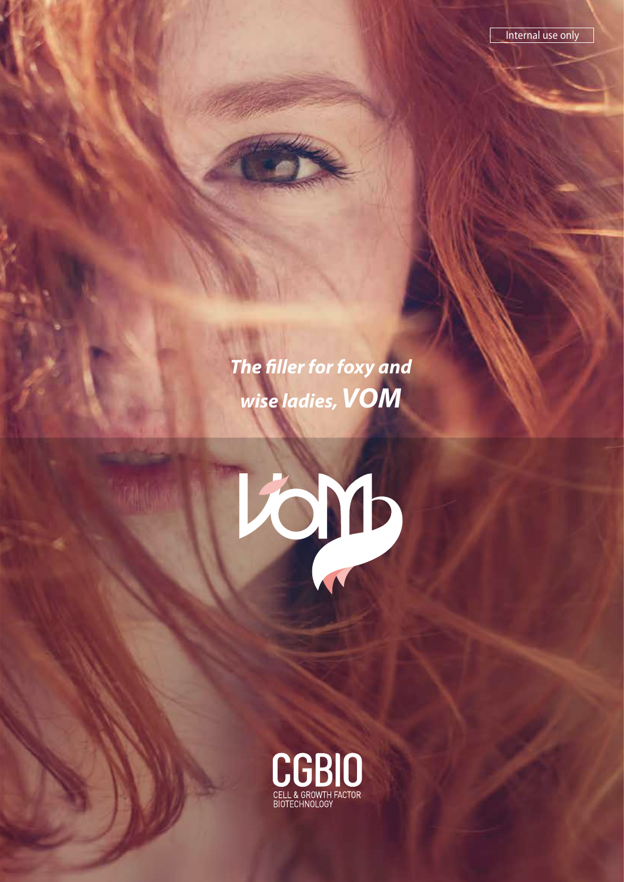Internal use only

***The filler for foxy and wise ladies, VOM***

VOM

CGBIO
CELL & GROWTH FACTOR BIOTECHNOLOGY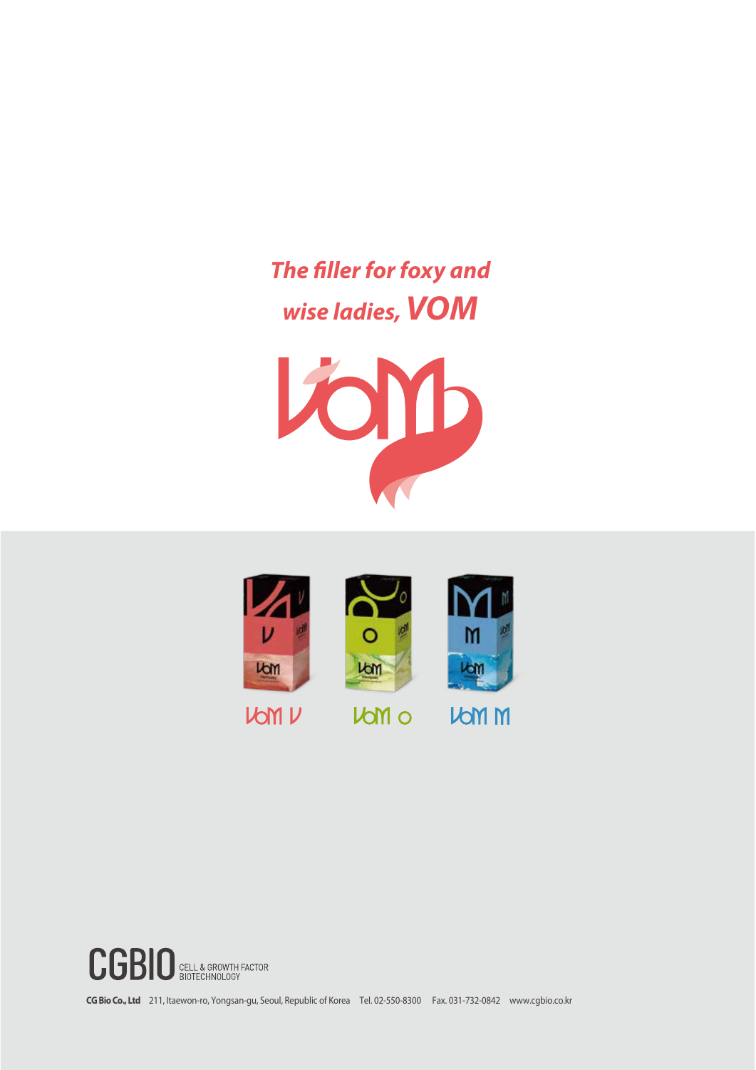***The filler for foxy and wise ladies, VOM***

VOM V

VOM O

VOM M

CGBIO CELL & GROWTH FACTOR BIOTECHNOLOGY

**CG Bio Co., Ltd** 211, Itaewon-ro, Yongsan-gu, Seoul, Republic of Korea Tel. 02-550-8300 Fax. 031-732-0842 www.cgbio.co.kr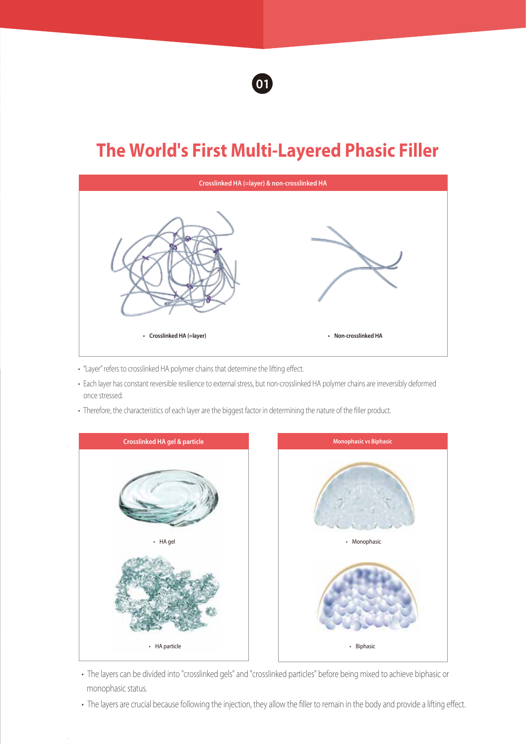01

# The World's First Multi-Layered Phasic Filler

**Crosslinked HA (=layer) & non-crosslinked HA**

- **Crosslinked HA (=layer)**
- **Non-crosslinked HA**

- "Layer" refers to crosslinked HA polymer chains that determine the lifting effect.
- Each layer has constant reversible resilience to external stress, but non-crosslinked HA polymer chains are irreversibly deformed once stressed.
- Therefore, the characteristics of each layer are the biggest factor in determining the nature of the filler product.

**Crosslinked HA gel & particle**

- HA gel
- HA particle

**Monophasic vs Biphasic**

- Monophasic
- Biphasic

- The layers can be divided into "crosslinked gels" and "crosslinked particles" before being mixed to achieve biphasic or monophasic status.
- The layers are crucial because following the injection, they allow the filler to remain in the body and provide a lifting effect.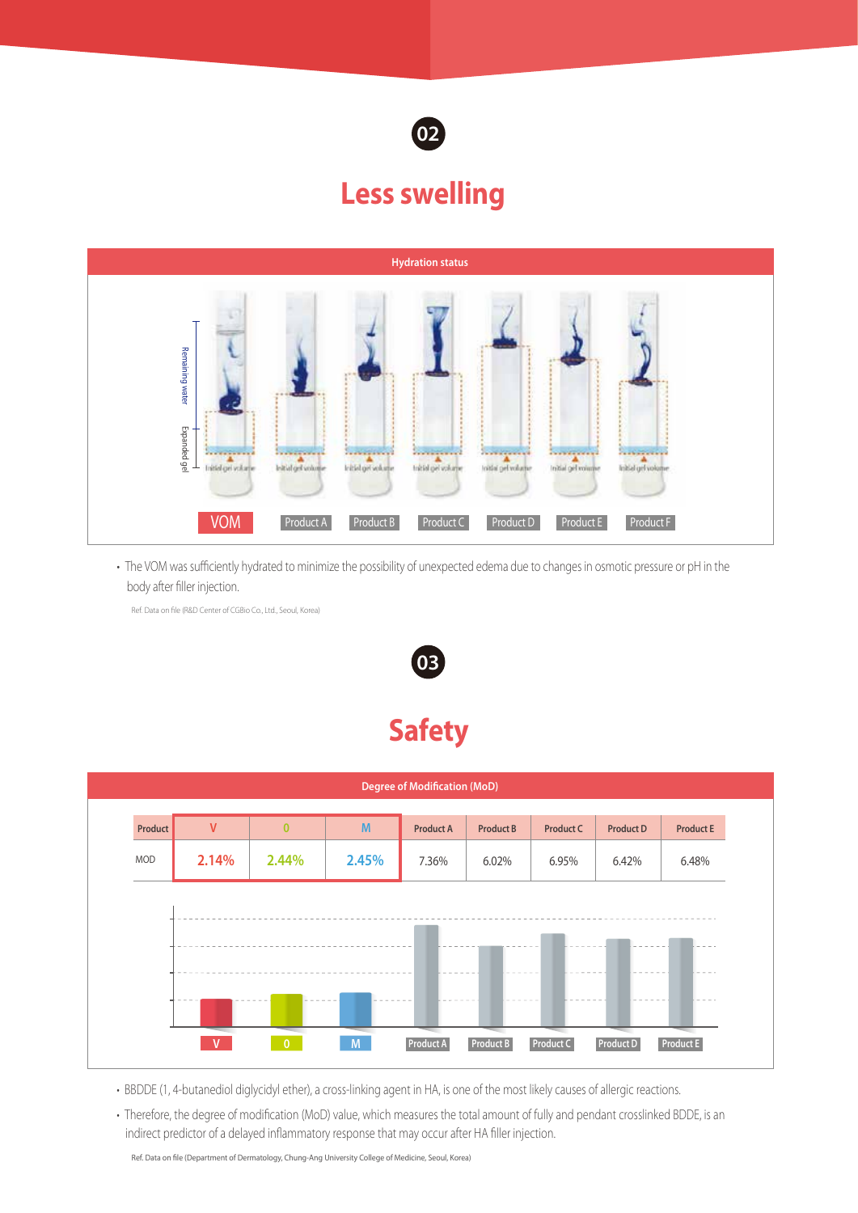## 02

# Less swelling

**Hydration status**

Remaining water

Expanded gel

Initial gel volume

VOM | Product A | Product B | Product C | Product D | Product E | Product F

- The VOM was sufficiently hydrated to minimize the possibility of unexpected edema due to changes in osmotic pressure or pH in the body after filler injection.

Ref. Data on file (R&D Center of CGBio Co., Ltd., Seoul, Korea)

## 03

# Safety

**Degree of Modification (MoD)**

| Product | V | O | M | Product A | Product B | Product C | Product D | Product E |
|---|---|---|---|---|---|---|---|---|
| MOD | 2.14% | 2.44% | 2.45% | 7.36% | 6.02% | 6.95% | 6.42% | 6.48% |

V | O | M | Product A | Product B | Product C | Product D | Product E

- BBDDE (1, 4-butanediol diglycidyl ether), a cross-linking agent in HA, is one of the most likely causes of allergic reactions.
- Therefore, the degree of modification (MoD) value, which measures the total amount of fully and pendant crosslinked BDDE, is an indirect predictor of a delayed inflammatory response that may occur after HA filler injection.

Ref. Data on file (Department of Dermatology, Chung-Ang University College of Medicine, Seoul, Korea)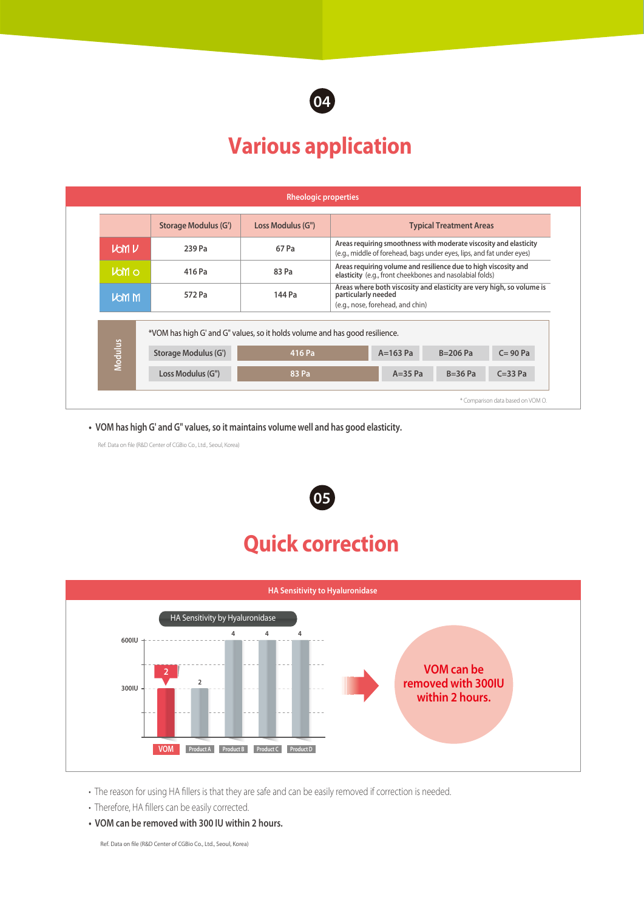## 04

# Various application

### Rheologic properties

| | Storage Modulus (G') | Loss Modulus (G") | Typical Treatment Areas |
|---|---|---|---|
| VOM V | 239 Pa | 67 Pa | Areas requiring smoothness with moderate viscosity and elasticity (e.g., middle of forehead, bags under eyes, lips, and fat under eyes) |
| VOM O | 416 Pa | 83 Pa | Areas requiring volume and resilience due to high viscosity and elasticity (e.g., front cheekbones and nasolabial folds) |
| VOM M | 572 Pa | 144 Pa | Areas where both viscosity and elasticity are very high, so volume is particularly needed (e.g., nose, forehead, and chin) |

**Modulus**

*VOM has high G' and G" values, so it holds volume and has good resilience.

| | VOM | A | B | C |
|---|---|---|---|---|
| Storage Modulus (G') | 416 Pa | A=163 Pa | B=206 Pa | C= 90 Pa |
| Loss Modulus (G") | 83 Pa | A=35 Pa | B=36 Pa | C=33 Pa |

* Comparison data based on VOM O.

- **VOM has high G' and G" values, so it maintains volume well and has good elasticity.**

Ref. Data on file (R&D Center of CGBio Co., Ltd., Seoul, Korea)

## 05

# Quick correction

### HA Sensitivity to Hyaluronidase

HA Sensitivity by Hyaluronidase

| | VOM | Product A | Product B | Product C | Product D |
|---|---|---|---|---|---|
| Value | 2 | 2 | 4 | 4 | 4 |

Axis: 300IU, 600IU

VOM can be removed with 300IU within 2 hours.

- The reason for using HA fillers is that they are safe and can be easily removed if correction is needed.
- Therefore, HA fillers can be easily corrected.
- **VOM can be removed with 300 IU within 2 hours.**

Ref. Data on file (R&D Center of CGBio Co., Ltd., Seoul, Korea)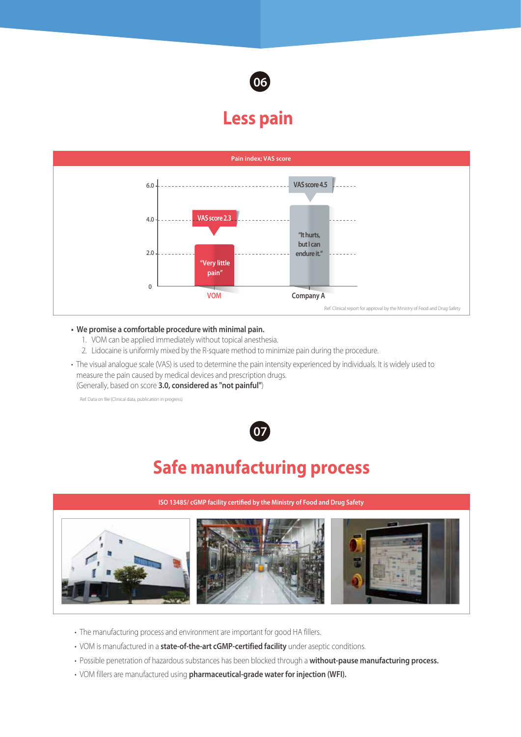06

## Less pain

**Pain index; VAS score**

| | VAS score | |
|---|---|---|
| VOM | 2.3 | "Very little pain" |
| Company A | 4.5 | "It hurts, but I can endure it." |

Ref. Clinical report for approval by the Ministry of Food and Drug Safety

- **We promise a comfortable procedure with minimal pain.**
  1. VOM can be applied immediately without topical anesthesia.
  2. Lidocaine is uniformly mixed by the R-square method to minimize pain during the procedure.
- The visual analogue scale (VAS) is used to determine the pain intensity experienced by individuals. It is widely used to measure the pain caused by medical devices and prescription drugs.
  (Generally, based on score **3.0, considered as "not painful"**)

Ref. Data on file (Clinical data, publication in progress)

07

## Safe manufacturing process

**ISO 13485/ cGMP facility certified by the Ministry of Food and Drug Safety**

- The manufacturing process and environment are important for good HA fillers.
- VOM is manufactured in a **state-of-the-art cGMP-certified facility** under aseptic conditions.
- Possible penetration of hazardous substances has been blocked through a **without-pause manufacturing process.**
- VOM fillers are manufactured using **pharmaceutical-grade water for injection (WFI).**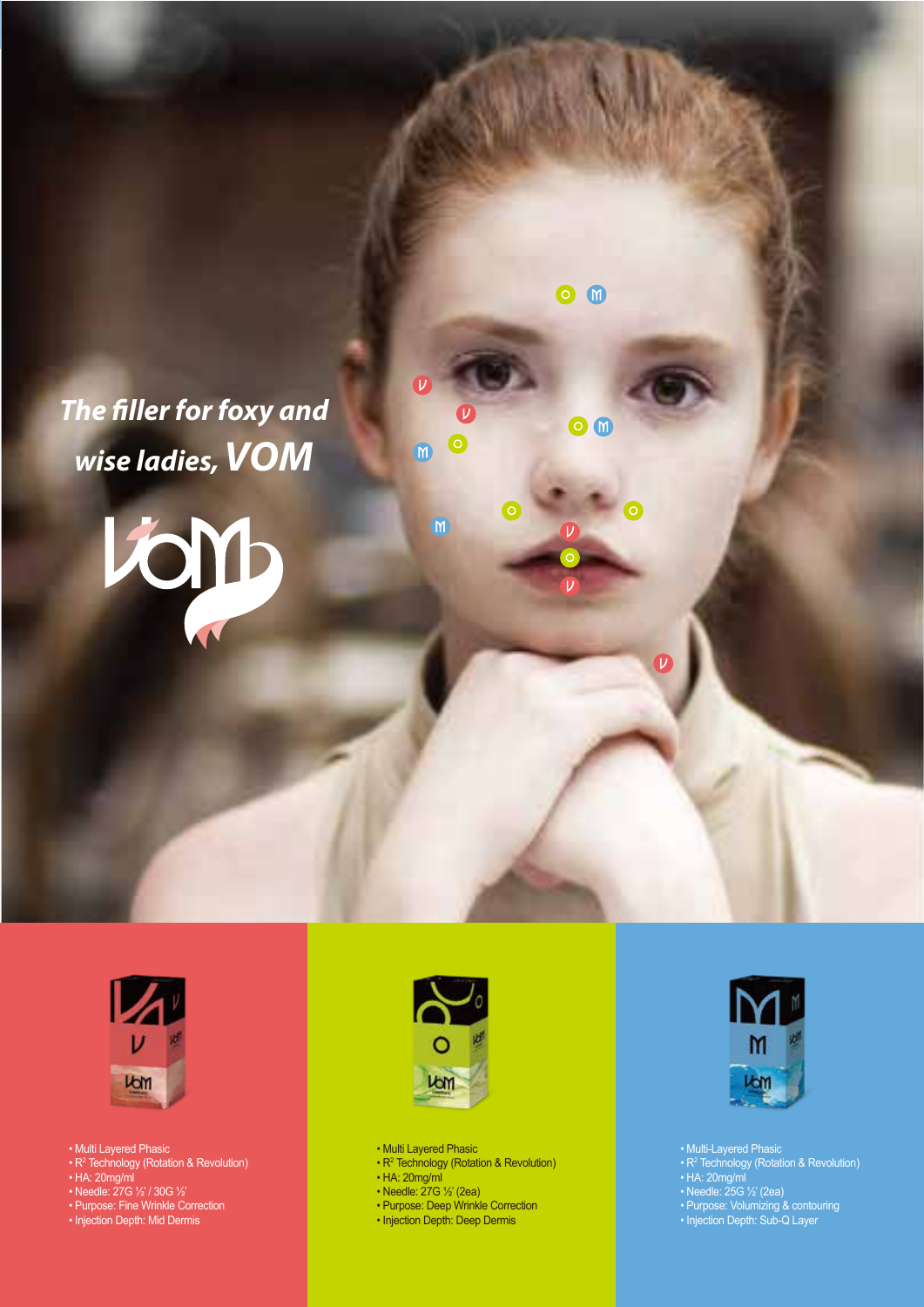*The filler for foxy and wise ladies,* ***VOM***

- Multi Layered Phasic
- $R^2$ Technology (Rotation & Revolution)
- HA: 20mg/ml
- Needle: 27G ½' / 30G ½'
- Purpose: Fine Wrinkle Correction
- Injection Depth: Mid Dermis

- Multi Layered Phasic
- $R^2$ Technology (Rotation & Revolution)
- HA: 20mg/ml
- Needle: 27G ½' (2ea)
- Purpose: Deep Wrinkle Correction
- Injection Depth: Deep Dermis

- Multi-Layered Phasic
- $R^2$ Technology (Rotation & Revolution)
- HA: 20mg/ml
- Needle: 25G ½' (2ea)
- Purpose: Volumizing & contouring
- Injection Depth: Sub-Q Layer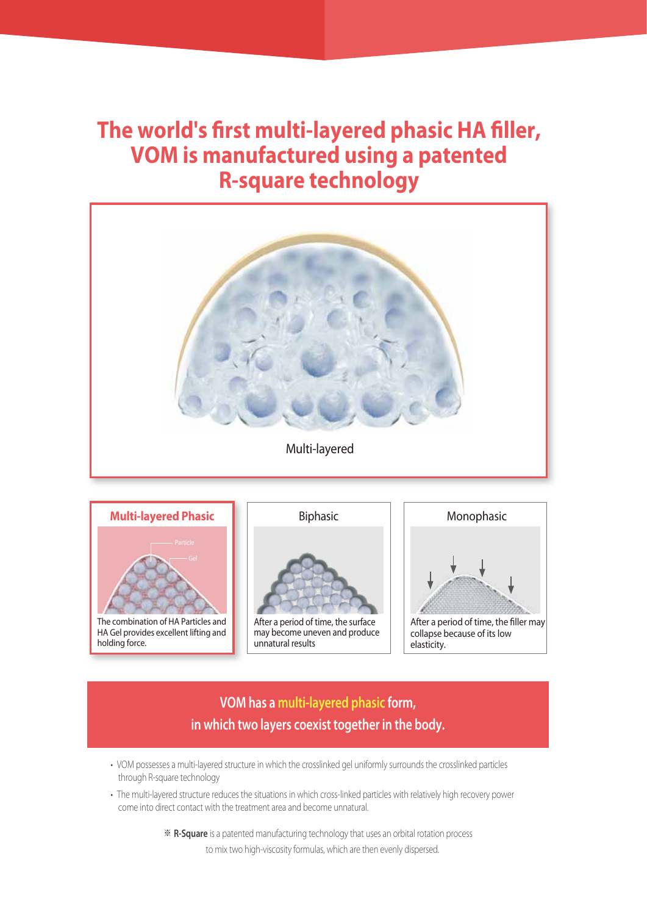# The world's first multi-layered phasic HA filler, VOM is manufactured using a patented R-square technology

Multi-layered

**Multi-layered Phasic**

Particle

Gel

The combination of HA Particles and HA Gel provides excellent lifting and holding force.

**Biphasic**

After a period of time, the surface may become uneven and produce unnatural results

**Monophasic**

After a period of time, the filler may collapse because of its low elasticity.

## VOM has a multi-layered phasic form, in which two layers coexist together in the body.

- VOM possesses a multi-layered structure in which the crosslinked gel uniformly surrounds the crosslinked particles through R-square technology
- The multi-layered structure reduces the situations in which cross-linked particles with relatively high recovery power come into direct contact with the treatment area and become unnatural.

※ **R-Square** is a patented manufacturing technology that uses an orbital rotation process to mix two high-viscosity formulas, which are then evenly dispersed.